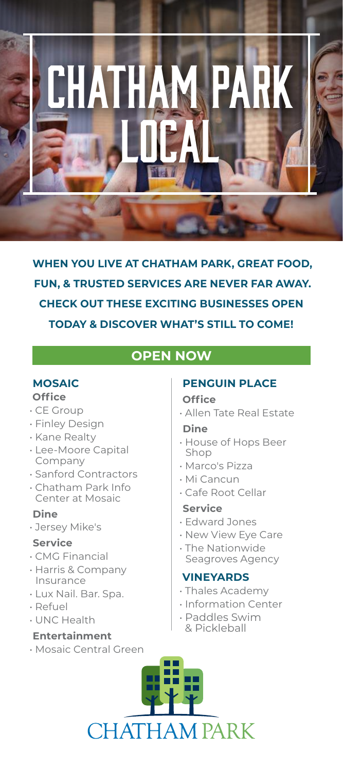# CHATHAM PARK LOCAL

**WHEN YOU LIVE AT CHATHAM PARK, GREAT FOOD, FUN, & TRUSTED SERVICES ARE NEVER FAR AWAY. CHECK OUT THESE EXCITING BUSINESSES OPEN TODAY & DISCOVER WHAT'S STILL TO COME!**

## OPEN NOW

### MOSAIC

**Office**

- CE Group
- Finley Design
- Kane Realty
- Lee-Moore Capital Company
- Sanford Contractors
- Chatham Park Info Center at Mosaic

**Dine**

- Jersey Mike's

**Service**

- CMG Financial
- Harris & Company Insurance
- Lux Nail. Bar. Spa.
- Refuel
- UNC Health

**Entertainment**

- Mosaic Central Green

### PENGUIN PLACE

**Office**

- Allen Tate Real Estate

**Dine**

- House of Hops Beer Shop
- Marco's Pizza
- Mi Cancun
- Cafe Root Cellar

**Service**

- Edward Jones
- New View Eye Care
- The Nationwide Seagroves Agency

### VINEYARDS

- Thales Academy
- Information Center
- Paddles Swim & Pickleball

CHATHAM PARK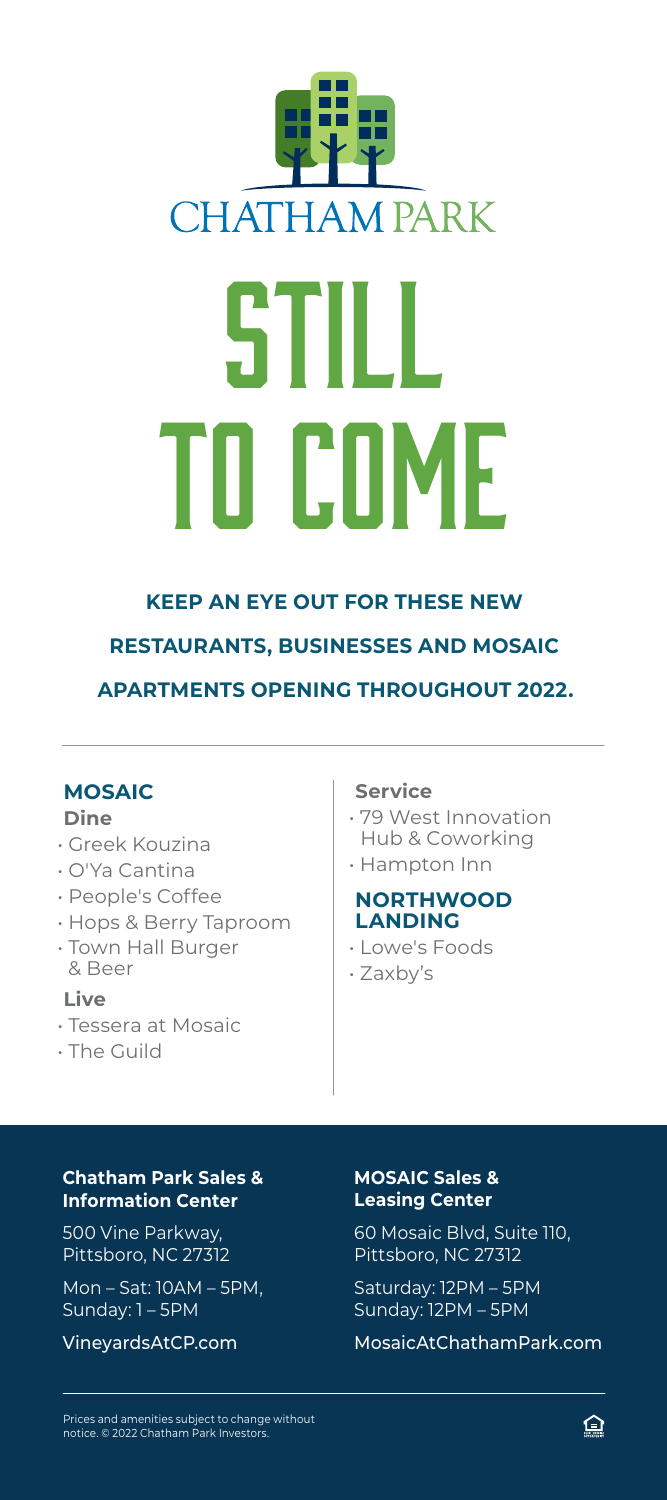CHATHAM PARK

# STILL TO COME

**KEEP AN EYE OUT FOR THESE NEW RESTAURANTS, BUSINESSES AND MOSAIC APARTMENTS OPENING THROUGHOUT 2022.**

## MOSAIC

### Dine

- Greek Kouzina
- O'Ya Cantina
- People's Coffee
- Hops & Berry Taproom
- Town Hall Burger & Beer

### Live

- Tessera at Mosaic
- The Guild

### Service

- 79 West Innovation Hub & Coworking
- Hampton Inn

## NORTHWOOD LANDING

- Lowe's Foods
- Zaxby's

**Chatham Park Sales & Information Center**

500 Vine Parkway,
Pittsboro, NC 27312

Mon – Sat: 10AM – 5PM,
Sunday: 1 – 5PM

VineyardsAtCP.com

**MOSAIC Sales & Leasing Center**

60 Mosaic Blvd, Suite 110,
Pittsboro, NC 27312

Saturday: 12PM – 5PM
Sunday: 12PM – 5PM

MosaicAtChathamPark.com

Prices and amenities subject to change without notice. © 2022 Chatham Park Investors.